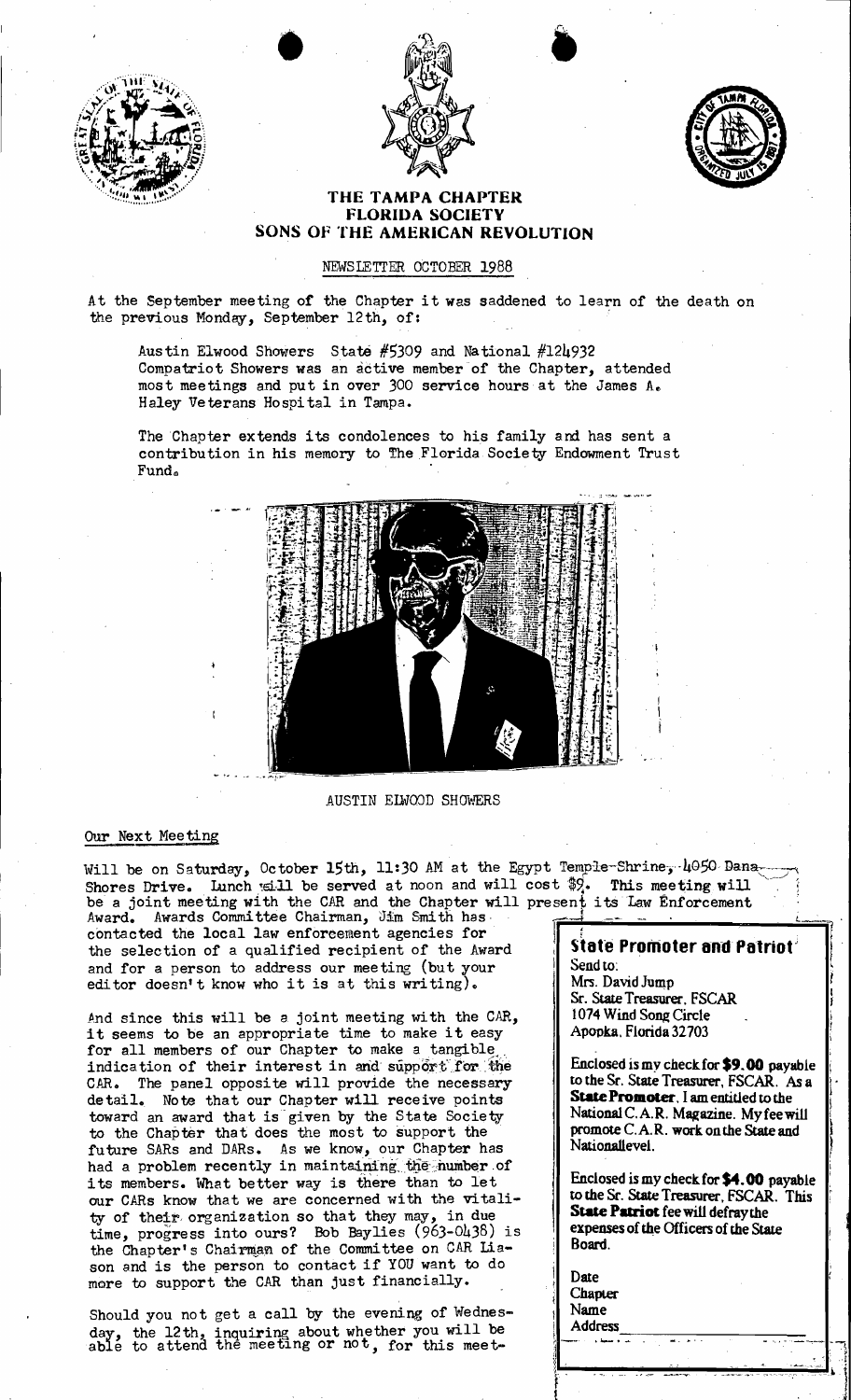# THE TAMPA CHAPTER
## FLORIDA SOCIETY
## SONS OF THE AMERICAN REVOLUTION

NEWSLETTER OCTOBER 1988

At the September meeting of the Chapter it was saddened to learn of the death on the previous Monday, September 12th, of:

> Austin Elwood Showers State #5309 and National #124932
> Compatriot Showers was an active member of the Chapter, attended most meetings and put in over 300 service hours at the James A. Haley Veterans Hospital in Tampa.
>
> The Chapter extends its condolences to his family and has sent a contribution in his memory to The Florida Society Endowment Trust Fund.

AUSTIN ELWOOD SHOWERS

## Our Next Meeting

Will be on Saturday, October 15th, 11:30 AM at the Egypt Temple-Shrine, 4050 Dana Shores Drive. Lunch will be served at noon and will cost $9. This meeting will be a joint meeting with the CAR and the Chapter will present its Law Enforcement Award. Awards Committee Chairman, Jim Smith has contacted the local law enforcement agencies for the selection of a qualified recipient of the Award and for a person to address our meeting (but your editor doesn't know who it is at this writing).

And since this will be a joint meeting with the CAR, it seems to be an appropriate time to make it easy for all members of our Chapter to make a tangible indication of their interest in and support for the CAR. The panel opposite will provide the necessary detail. Note that our Chapter will receive points toward an award that is given by the State Society to the Chapter that does the most to support the future SARs and DARs. As we know, our Chapter has had a problem recently in maintaining the number of its members. What better way is there than to let our CARs know that we are concerned with the vitality of their organization so that they may, in due time, progress into ours? Bob Baylies (963-0438) is the Chapter's Chairman of the Committee on CAR Liason and is the person to contact if YOU want to do more to support the CAR than just financially.

Should you not get a call by the evening of Wednesday, the 12th, inquiring about whether you will be able to attend the meeting or not, for this meet-

---

**State Promoter and Patriot**

Send to:
Mrs. David Jump
Sr. State Treasurer, FSCAR
1074 Wind Song Circle
Apopka, Florida 32703

Enclosed is my check for **$9.00** payable to the Sr. State Treasurer, FSCAR. As a **State Promoter**, I am entitled to the National C.A.R. Magazine. My fee will promote C.A.R. work on the State and National level.

Enclosed is my check for **$4.00** payable to the Sr. State Treasurer, FSCAR. This **State Patriot** fee will defray the expenses of the Officers of the State Board.

Date
Chapter
Name
Address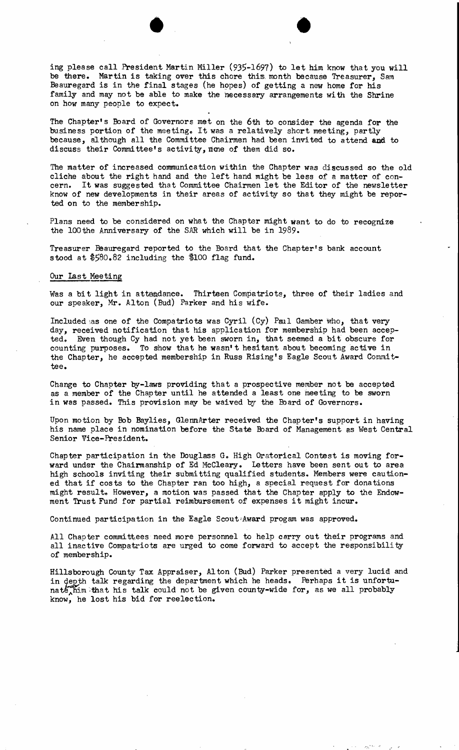ing please call President Martin Miller (935-1697) to let him know that you will be there. Martin is taking over this chore this month because Treasurer, Sam Beauregard is in the final stages (he hopes) of getting a new home for his family and may not be able to make the necessary arrangements with the Shrine on how many people to expect.

The Chapter's Board of Governors met on the 6th to consider the agenda for the business portion of the meeting. It was a relatively short meeting, partly because, although all the Committee Chairmen had been invited to attend and to discuss their Committee's activity, none of them did so.

The matter of increased communication within the Chapter was discussed so the old cliche about the right hand and the left hand might be less of a matter of concern. It was suggested that Committee Chairmen let the Editor of the newsletter know of new developments in their areas of activity so that they might be reported on to the membership.

Plans need to be considered on what the Chapter might want to do to recognize the 100the Anniversary of the SAR which will be in 1989.

Treasurer Beauregard reported to the Board that the Chapter's bank account stood at $580.82 including the $100 flag fund.

## Our Last Meeting

Was a bit light in attendance. Thirteen Compatriots, three of their ladies and our speaker, Mr. Alton (Bud) Parker and his wife.

Included as one of the Compatriots was Cyril (Cy) Paul Gamber who, that very day, received notification that his application for membership had been accepted. Even though Cy had not yet been sworn in, that seemed a bit obscure for counting purposes. To show that he wasn't hesitant about becoming active in the Chapter, he accepted membership in Russ Rising's Eagle Scout Award Committee.

Change to Chapter by-laws providing that a prospective member not be accepted as a member of the Chapter until he attended a least one meeting to be sworn in was passed. This provision may be waived by the Board of Governors.

Upon motion by Bob Baylies, GlennArter received the Chapter's support in having his name place in nomination before the State Board of Management as West Central Senior Vice-President.

Chapter participation in the Douglass G. High Oratorical Contest is moving forward under the Chairmanship of Ed McCleary. Letters have been sent out to area high schools inviting their submitting qualified students. Members were cautioned that if costs to the Chapter ran too high, a special request for donations might result. However, a motion was passed that the Chapter apply to the Endowment Trust Fund for partial reimbursement of expenses it might incur.

Continued participation in the Eagle Scout Award progam was approved.

All Chapter committees need more personnel to help carry out their programs and all inactive Compatriots are urged to come forward to accept the responsibility of membership.

Hillsborough County Tax Appraiser, Alton (Bud) Parker presented a very lucid and in depth talk regarding the department which he heads. Perhaps it is unfortunate for him that his talk could not be given county-wide for, as we all probably know, he lost his bid for reelection.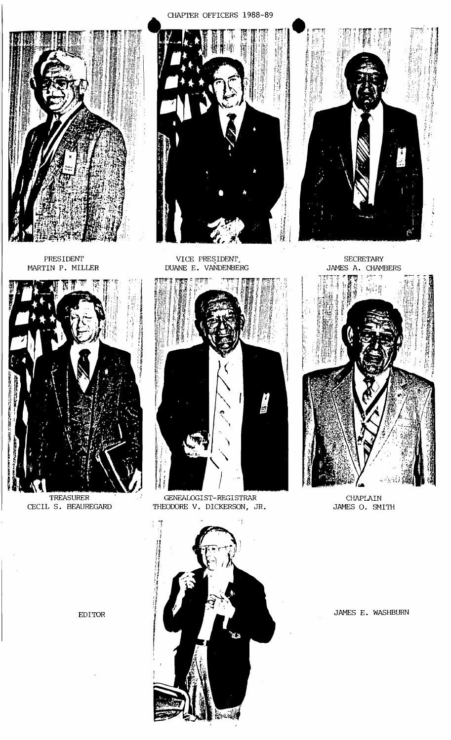# CHAPTER OFFICERS 1988-89

PRESIDENT
MARTIN P. MILLER

VICE PRESIDENT
DUANE E. VANDENBERG

SECRETARY
JAMES A. CHAMBERS

TREASURER
CECIL S. BEAUREGARD

GENEALOGIST-REGISTRAR
THEODORE V. DICKERSON, JR.

CHAPLAIN
JAMES O. SMITH

EDITOR

JAMES E. WASHBURN